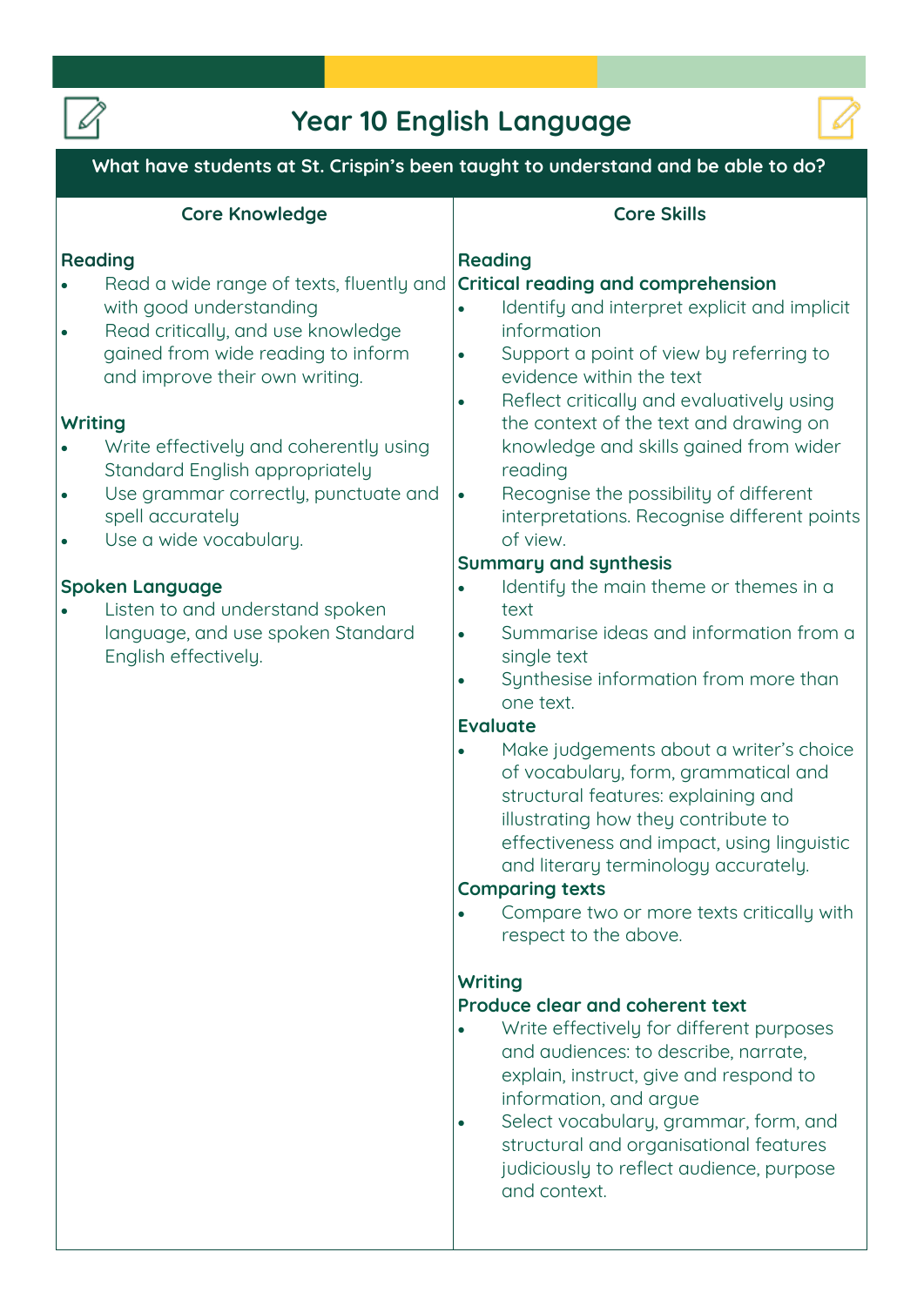# Year 10 English Language

**What have students at St. Crispin's been taught to understand and be able to do?**

## Core Knowledge

### Reading

- Read a wide range of texts, fluently and with good understanding
- Read critically, and use knowledge gained from wide reading to inform and improve their own writing.

### Writing

- Write effectively and coherently using Standard English appropriately
- Use grammar correctly, punctuate and spell accurately
- Use a wide vocabulary.

### Spoken Language

- Listen to and understand spoken language, and use spoken Standard English effectively.

## Core Skills

### Reading

**Critical reading and comprehension**

- Identify and interpret explicit and implicit information
- Support a point of view by referring to evidence within the text
- Reflect critically and evaluatively using the context of the text and drawing on knowledge and skills gained from wider reading
- Recognise the possibility of different interpretations. Recognise different points of view.

**Summary and synthesis**

- Identify the main theme or themes in a text
- Summarise ideas and information from a single text
- Synthesise information from more than one text.

**Evaluate**

- Make judgements about a writer's choice of vocabulary, form, grammatical and structural features: explaining and illustrating how they contribute to effectiveness and impact, using linguistic and literary terminology accurately.

**Comparing texts**

- Compare two or more texts critically with respect to the above.

### Writing

**Produce clear and coherent text**

- Write effectively for different purposes and audiences: to describe, narrate, explain, instruct, give and respond to information, and argue
- Select vocabulary, grammar, form, and structural and organisational features judiciously to reflect audience, purpose and context.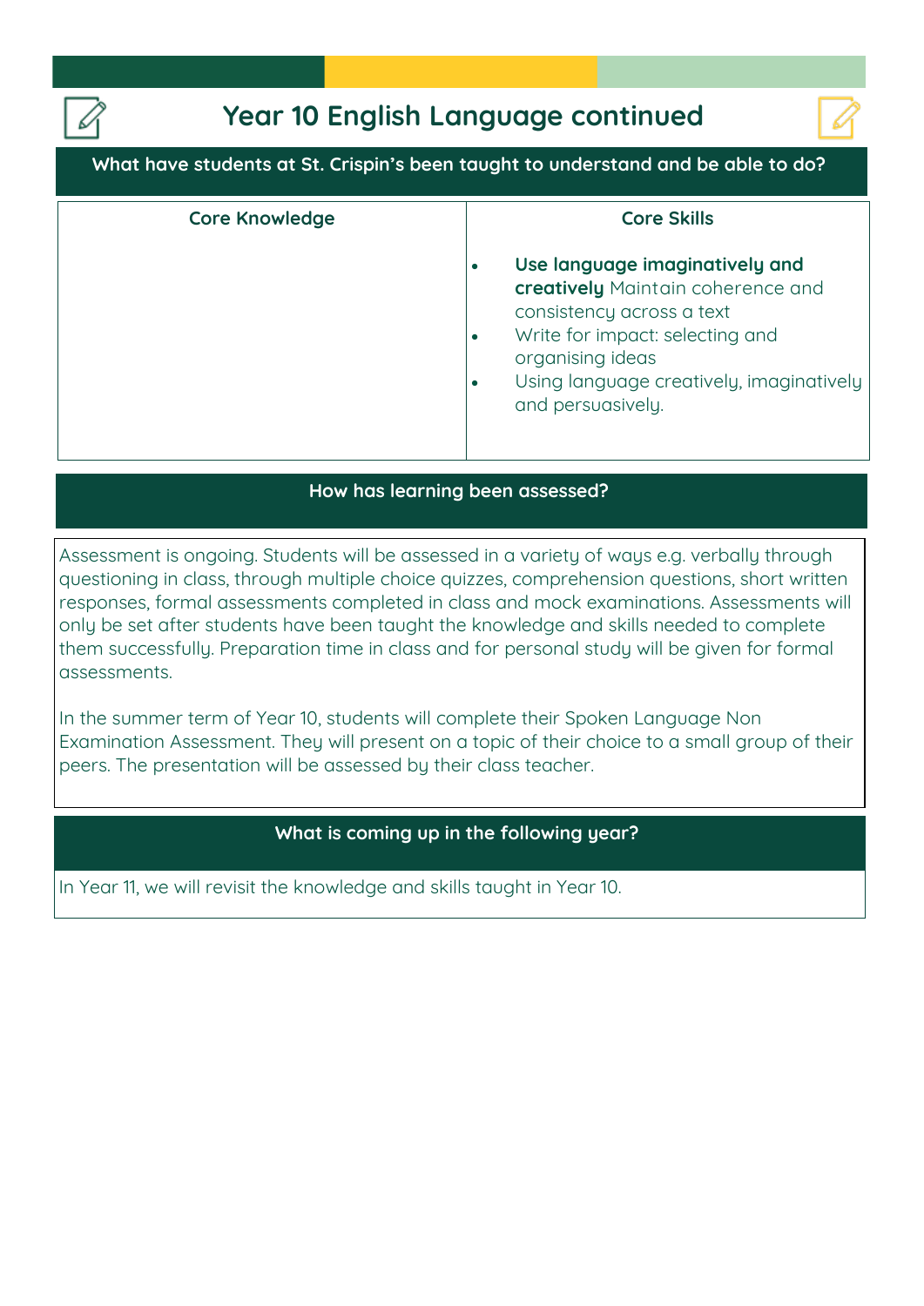# Year 10 English Language continued

## What have students at St. Crispin's been taught to understand and be able to do?

| Core Knowledge | Core Skills |
|---|---|
| | <ul><li>**Use language imaginatively and creatively** Maintain coherence and consistency across a text</li><li>Write for impact: selecting and organising ideas</li><li>Using language creatively, imaginatively and persuasively.</li></ul> |

## How has learning been assessed?

Assessment is ongoing. Students will be assessed in a variety of ways e.g. verbally through questioning in class, through multiple choice quizzes, comprehension questions, short written responses, formal assessments completed in class and mock examinations. Assessments will only be set after students have been taught the knowledge and skills needed to complete them successfully. Preparation time in class and for personal study will be given for formal assessments.

In the summer term of Year 10, students will complete their Spoken Language Non Examination Assessment. They will present on a topic of their choice to a small group of their peers. The presentation will be assessed by their class teacher.

## What is coming up in the following year?

In Year 11, we will revisit the knowledge and skills taught in Year 10.